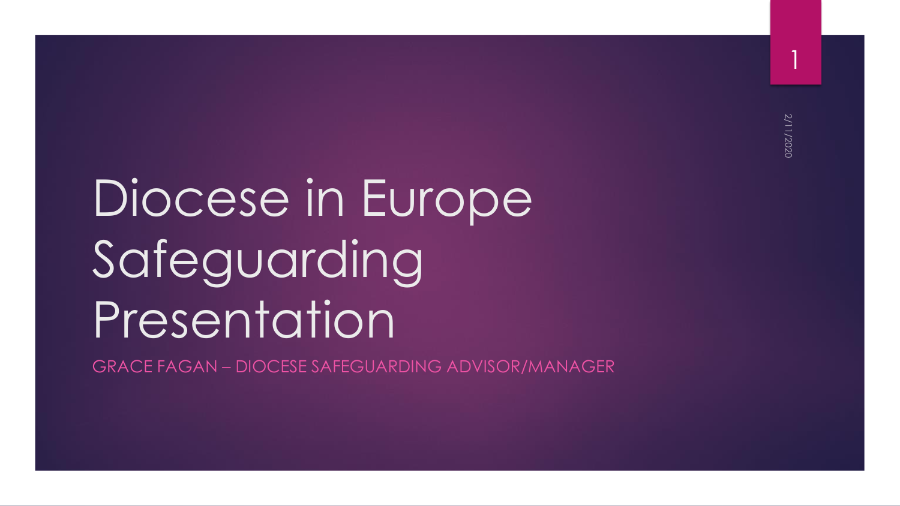# Diocese in Europe Safeguarding Presentation

GRACE FAGAN – DIOCESE SAFEGUARDING ADVISOR/MANAGER

2/11/2020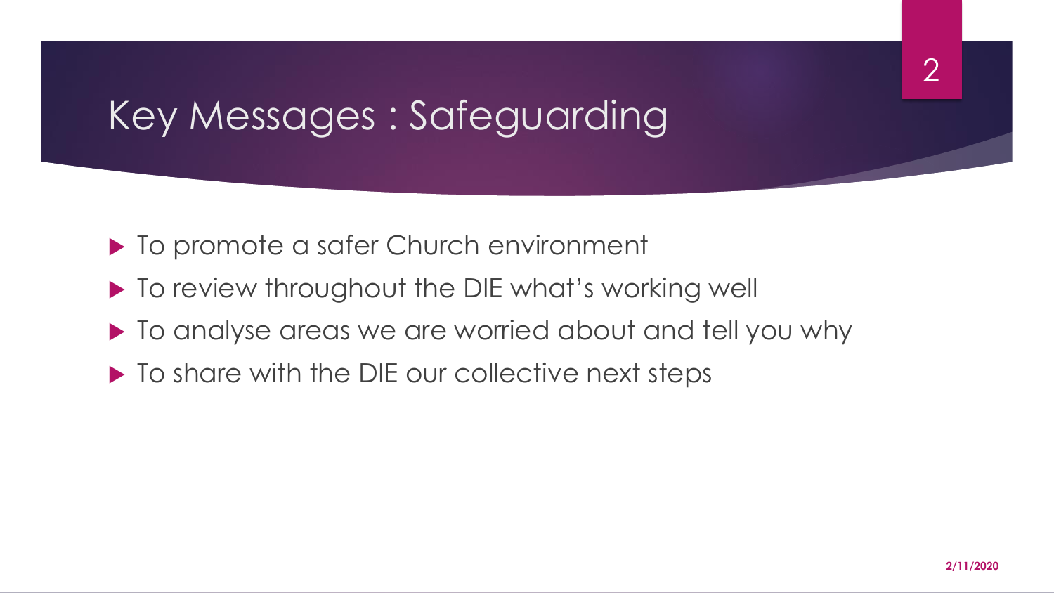# Key Messages : Safeguarding

- To promote a safer Church environment
- To review throughout the DIE what's working well
- To analyse areas we are worried about and tell you why
- To share with the DIE our collective next steps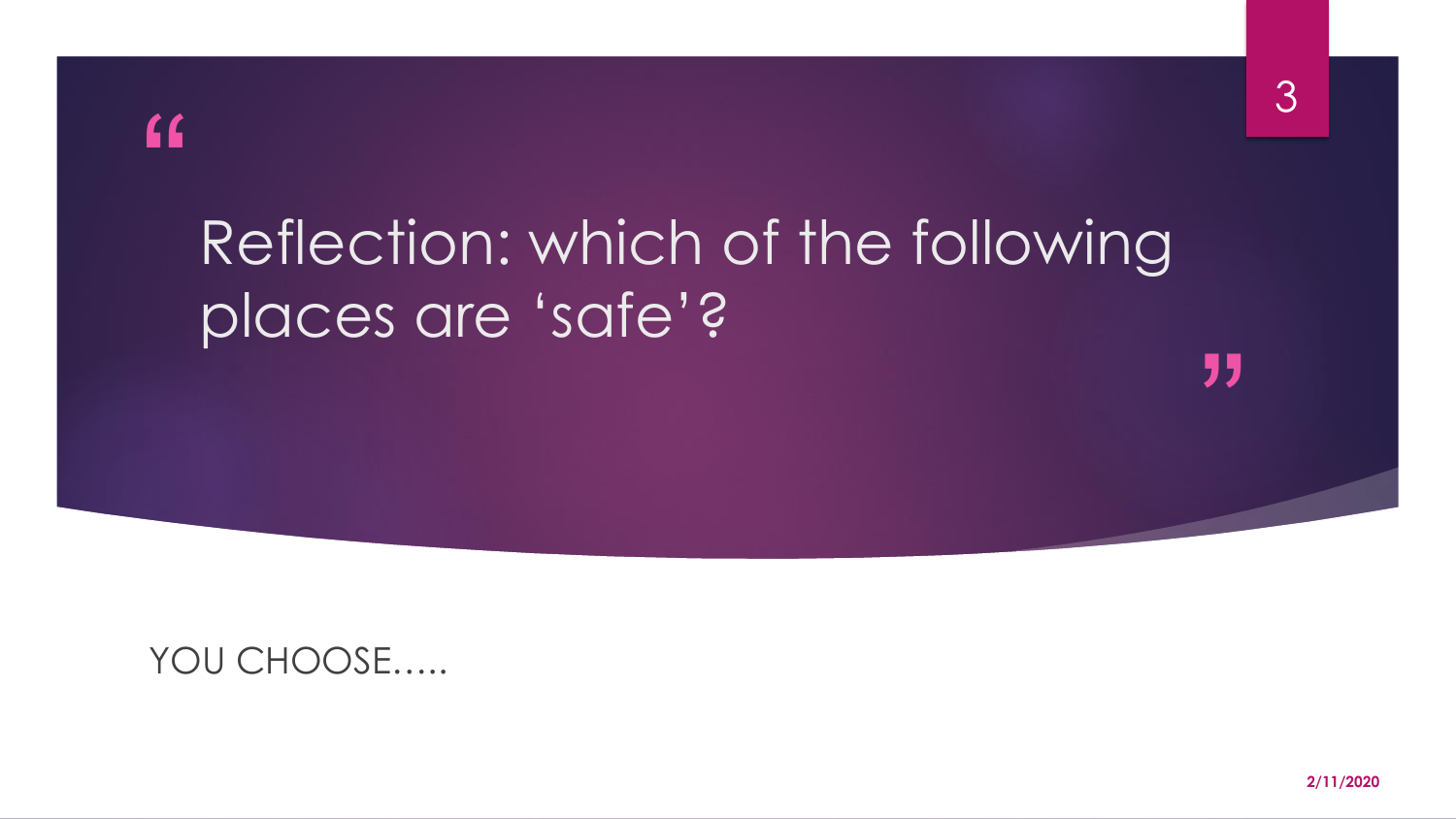# “Reflection: which of the following places are ‘safe’?”

YOU CHOOSE…..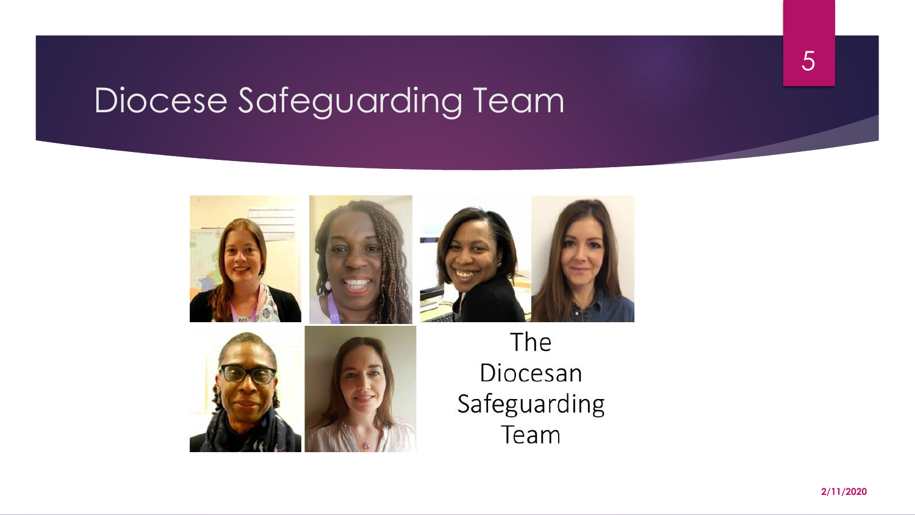# Diocese Safeguarding Team

The Diocesan Safeguarding Team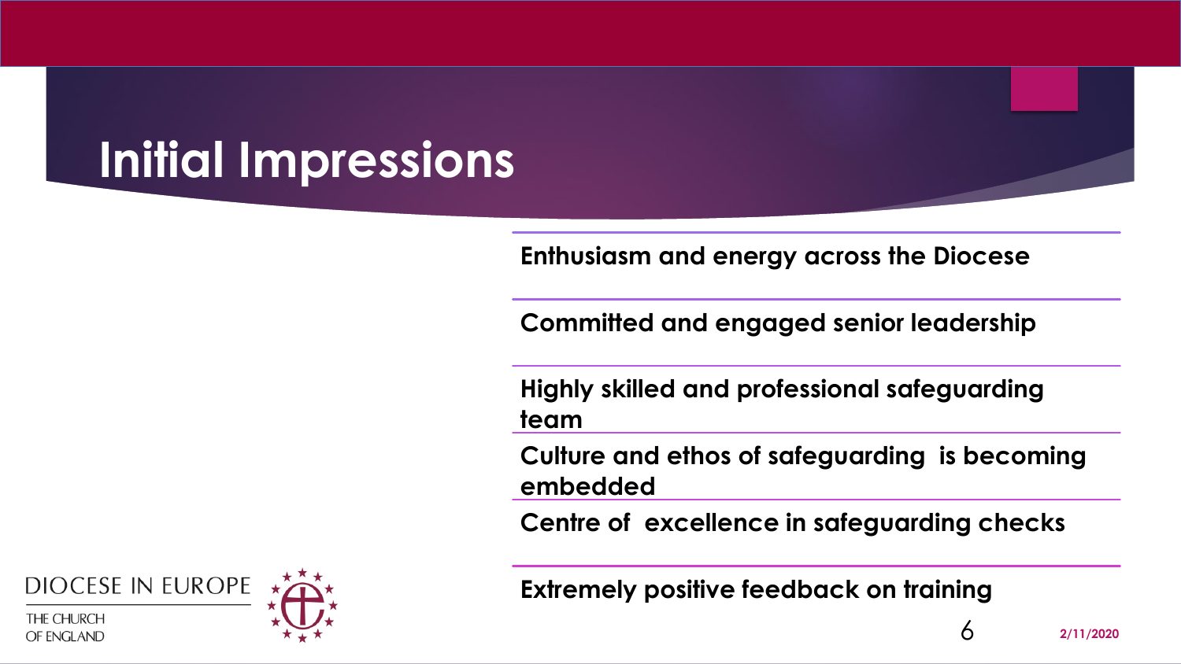# Initial Impressions

- Enthusiasm and energy across the Diocese
- Committed and engaged senior leadership
- Highly skilled and professional safeguarding team
- Culture and ethos of safeguarding is becoming embedded
- Centre of excellence in safeguarding checks
- Extremely positive feedback on training

DIOCESE IN EUROPE

THE CHURCH OF ENGLAND

2/11/2020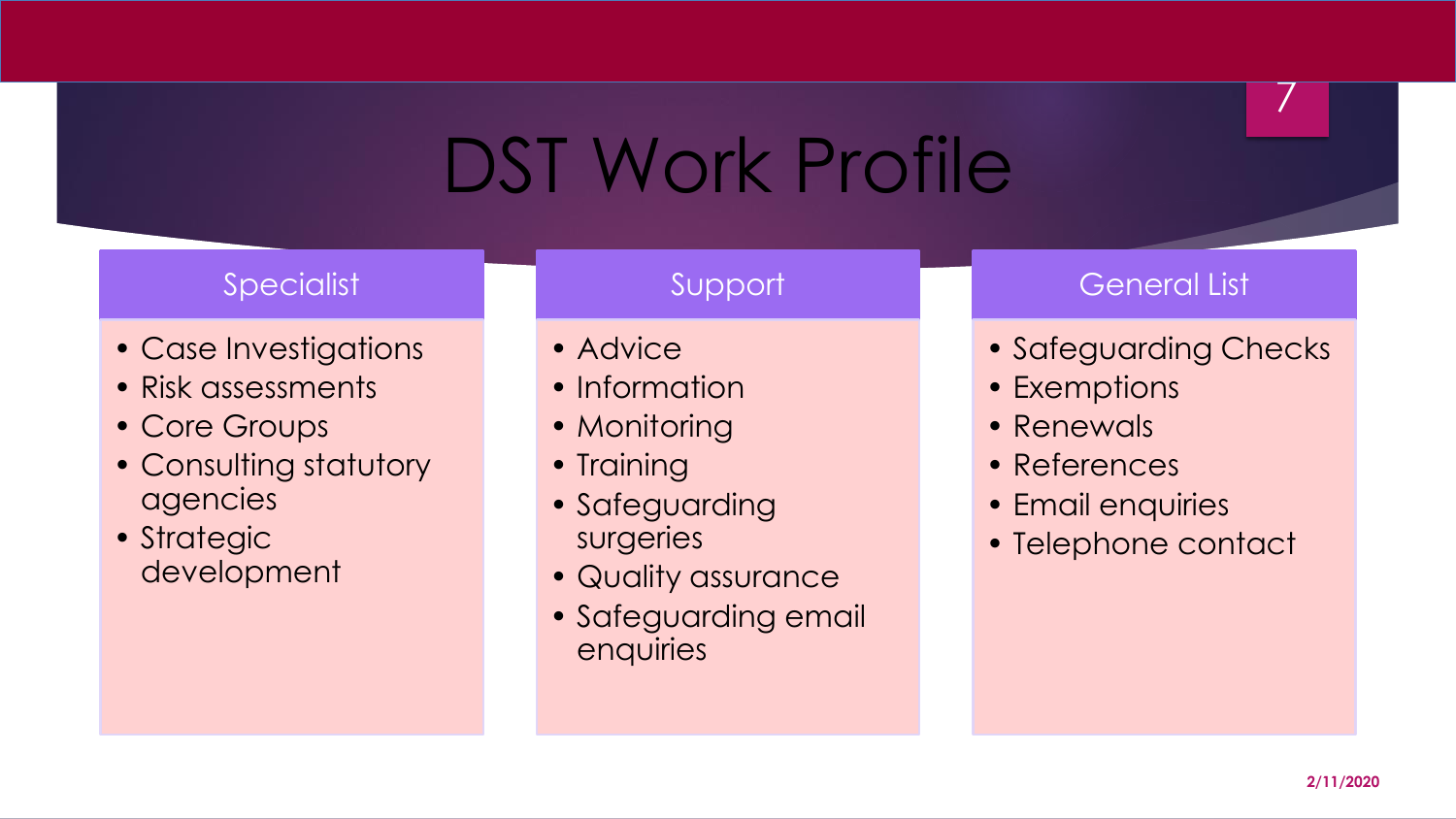# DST Work Profile

## Specialist

- Case Investigations
- Risk assessments
- Core Groups
- Consulting statutory agencies
- Strategic development

## Support

- Advice
- Information
- Monitoring
- Training
- Safeguarding surgeries
- Quality assurance
- Safeguarding email enquiries

## General List

- Safeguarding Checks
- Exemptions
- Renewals
- References
- Email enquiries
- Telephone contact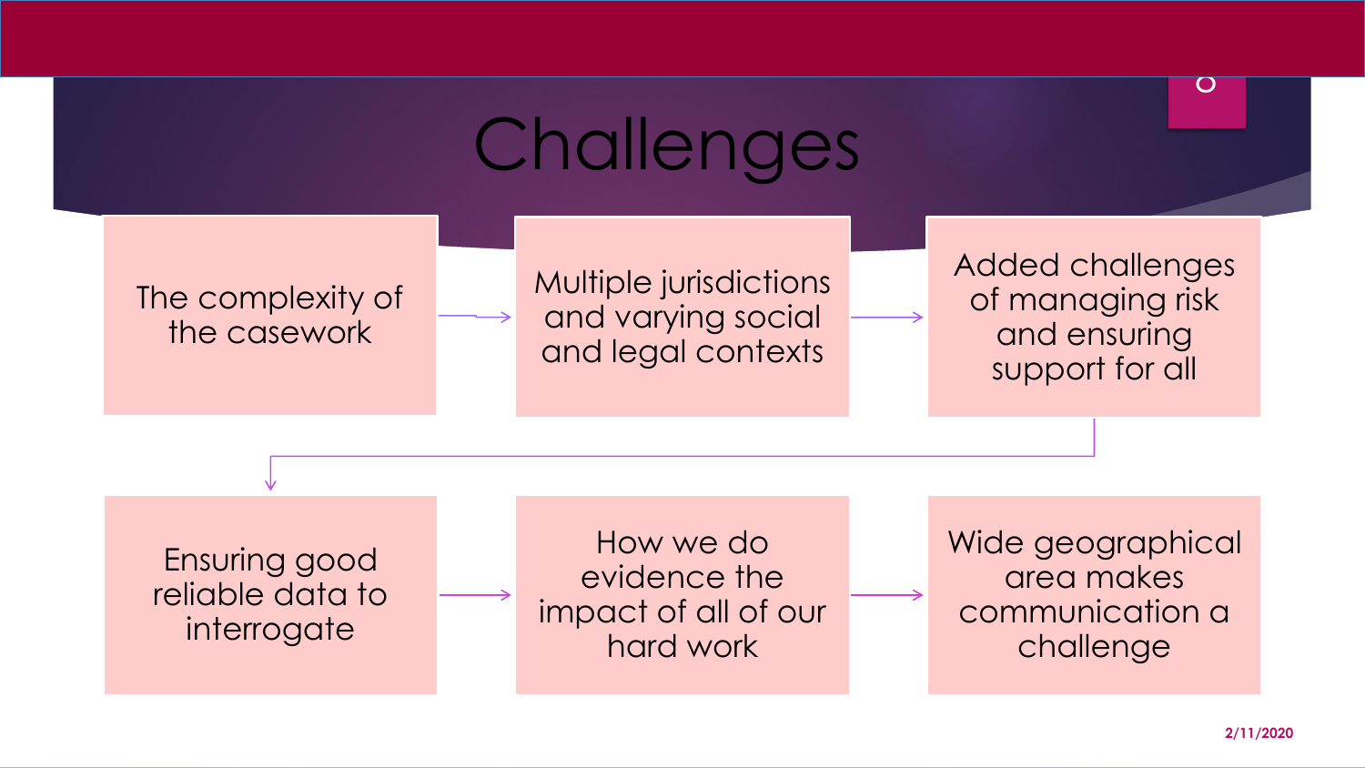# Challenges

- The complexity of the casework
- Multiple jurisdictions and varying social and legal contexts
- Added challenges of managing risk and ensuring support for all
- Ensuring good reliable data to interrogate
- How we do evidence the impact of all of our hard work
- Wide geographical area makes communication a challenge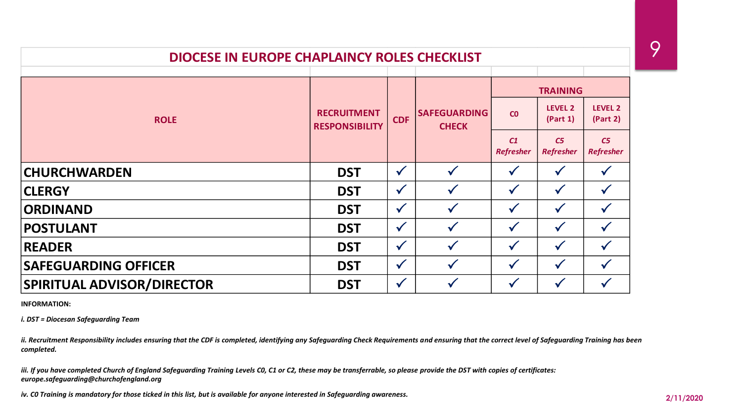## DIOCESE IN EUROPE CHAPLAINCY ROLES CHECKLIST

| ROLE | RECRUITMENT RESPONSIBILITY | CDF | SAFEGUARDING CHECK | TRAINING | | |
|---|---|---|---|---|---|---|
| | | | | C0 | LEVEL 2 (Part 1) | LEVEL 2 (Part 2) |
| | | | | *C1 Refresher* | *C5 Refresher* | *C5 Refresher* |
| **CHURCHWARDEN** | **DST** | ✓ | ✓ | ✓ | ✓ | ✓ |
| **CLERGY** | **DST** | ✓ | ✓ | ✓ | ✓ | ✓ |
| **ORDINAND** | **DST** | ✓ | ✓ | ✓ | ✓ | ✓ |
| **POSTULANT** | **DST** | ✓ | ✓ | ✓ | ✓ | ✓ |
| **READER** | **DST** | ✓ | ✓ | ✓ | ✓ | ✓ |
| **SAFEGUARDING OFFICER** | **DST** | ✓ | ✓ | ✓ | ✓ | ✓ |
| **SPIRITUAL ADVISOR/DIRECTOR** | **DST** | ✓ | ✓ | ✓ | ✓ | ✓ |

**INFORMATION:**

***i. DST = Diocesan Safeguarding Team***

***ii. Recruitment Responsibility includes ensuring that the CDF is completed, identifying any Safeguarding Check Requirements and ensuring that the correct level of Safeguarding Training has been completed.***

***iii. If you have completed Church of England Safeguarding Training Levels C0, C1 or C2, these may be transferrable, so please provide the DST with copies of certificates: europe.safeguarding@churchofengland.org***

***iv. C0 Training is mandatory for those ticked in this list, but is available for anyone interested in Safeguarding awareness.***

2/11/2020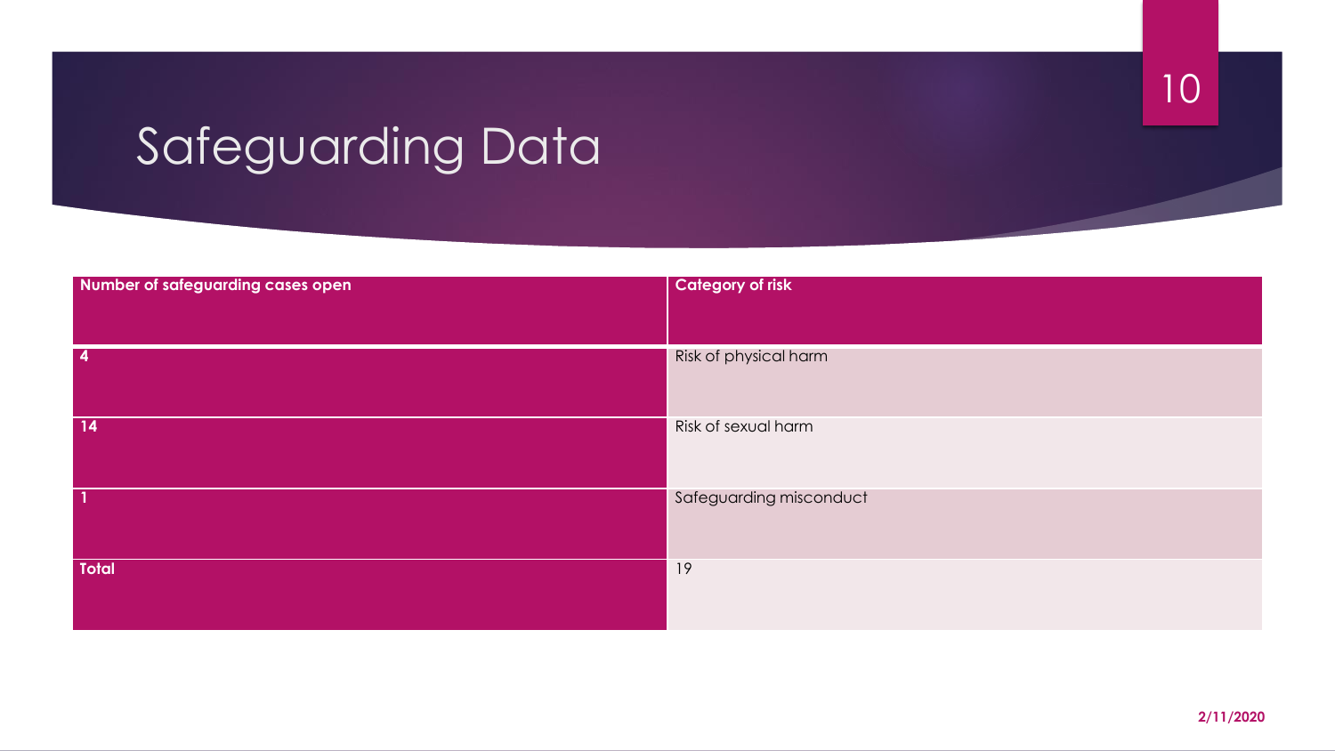# Safeguarding Data

| Number of safeguarding cases open | Category of risk |
| --- | --- |
| **4** | Risk of physical harm |
| **14** | Risk of sexual harm |
| **1** | Safeguarding misconduct |
| **Total** | 19 |

**2/11/2020**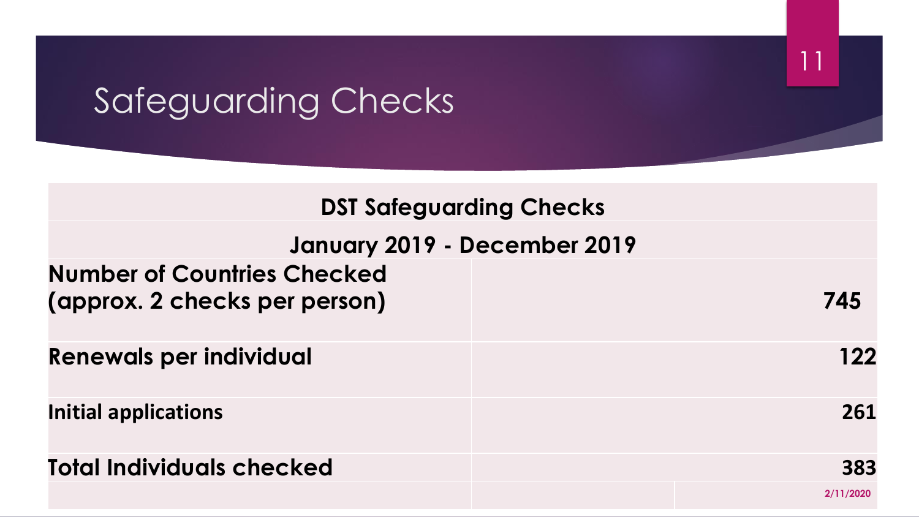# Safeguarding Checks

| DST Safeguarding Checks | |
|---|---|
| January 2019 - December 2019 | |
| Number of Countries Checked (approx. 2 checks per person) | 745 |
| Renewals per individual | 122 |
| Initial applications | 261 |
| Total Individuals checked | 383 |

2/11/2020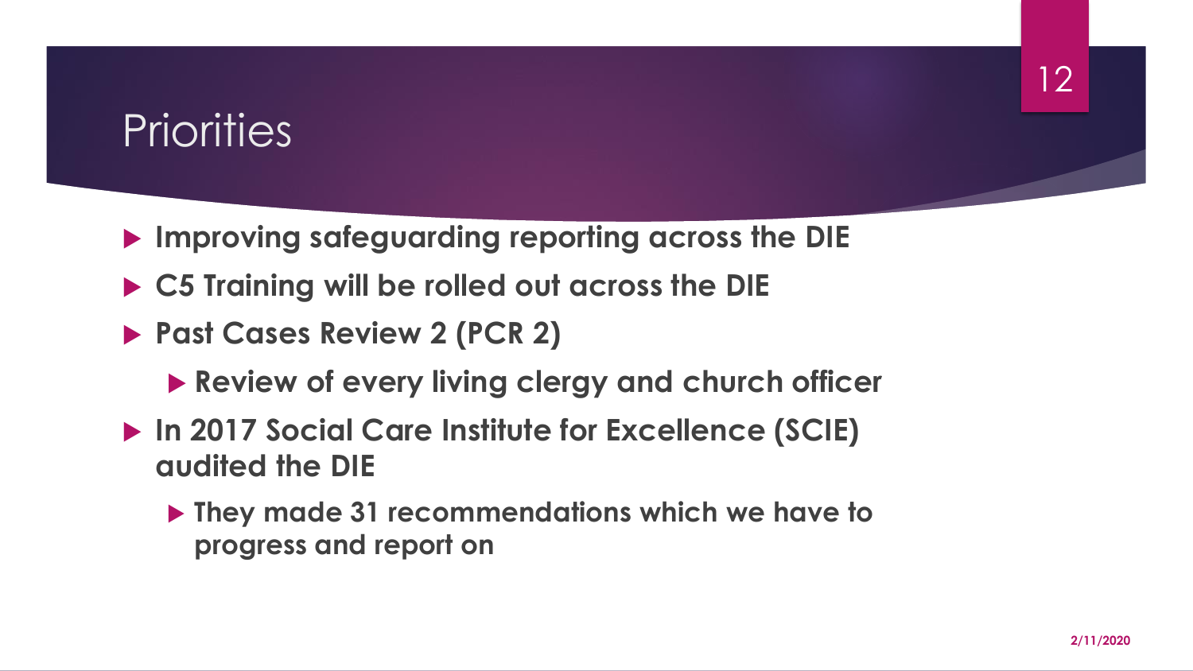# Priorities

- **Improving safeguarding reporting across the DIE**
- **C5 Training will be rolled out across the DIE**
- **Past Cases Review 2 (PCR 2)**
  - **Review of every living clergy and church officer**
- **In 2017 Social Care Institute for Excellence (SCIE) audited the DIE**
  - **They made 31 recommendations which we have to progress and report on**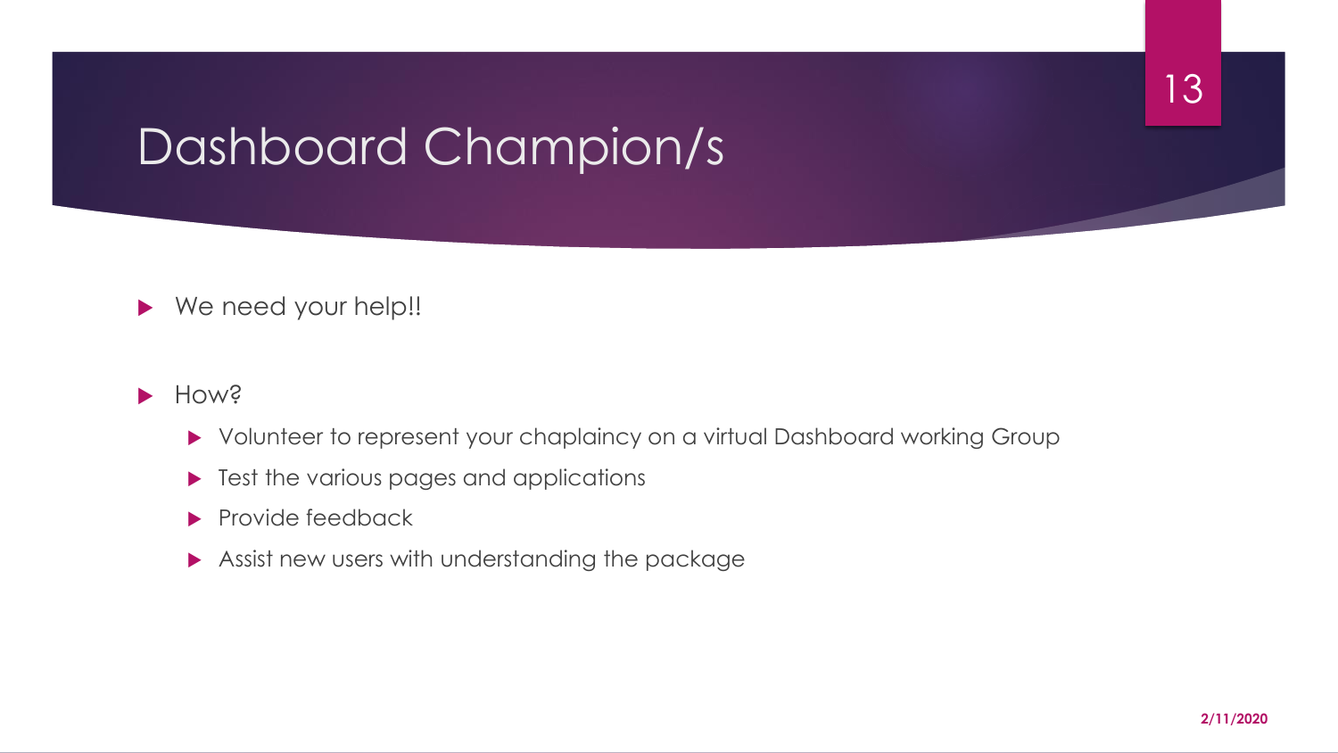# Dashboard Champion/s

- We need your help!!

- How?
  - Volunteer to represent your chaplaincy on a virtual Dashboard working Group
  - Test the various pages and applications
  - Provide feedback
  - Assist new users with understanding the package